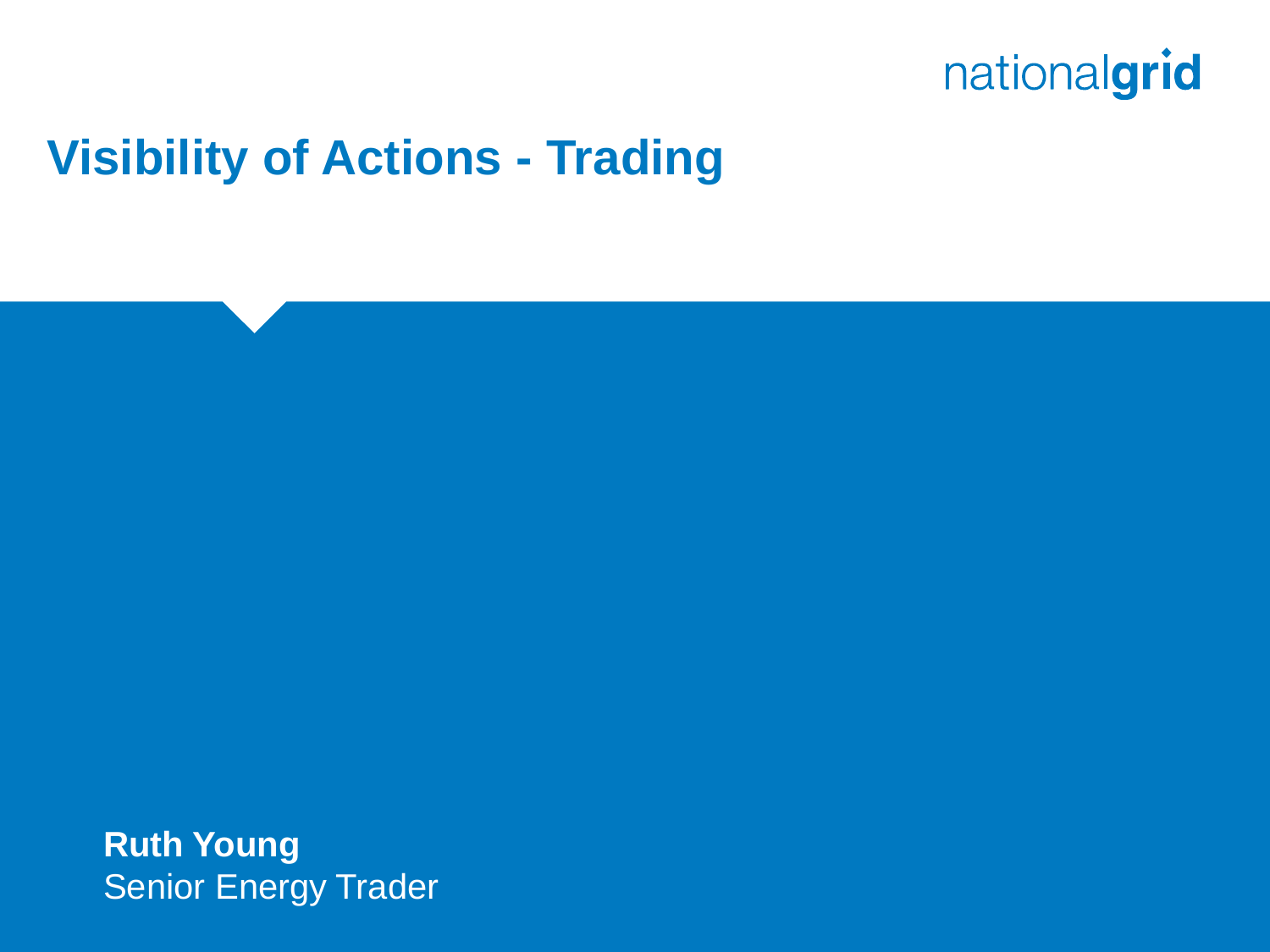nationalgrid

# Visibility of Actions - Trading

**Ruth Young**
Senior Energy Trader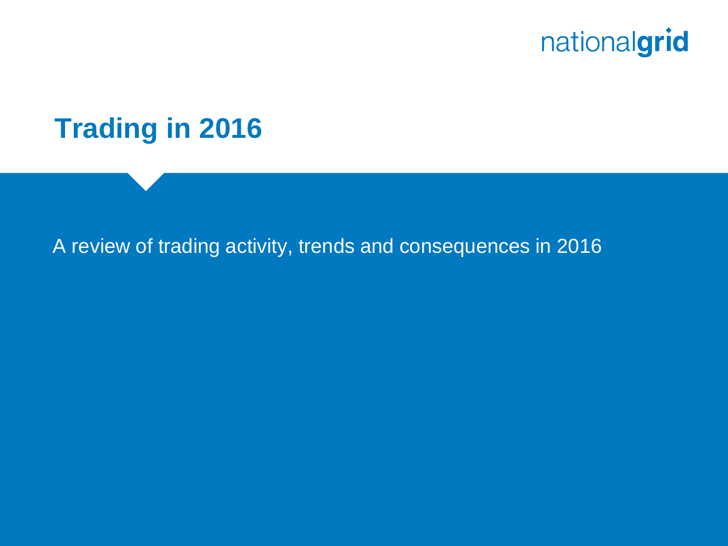# Trading in 2016

A review of trading activity, trends and consequences in 2016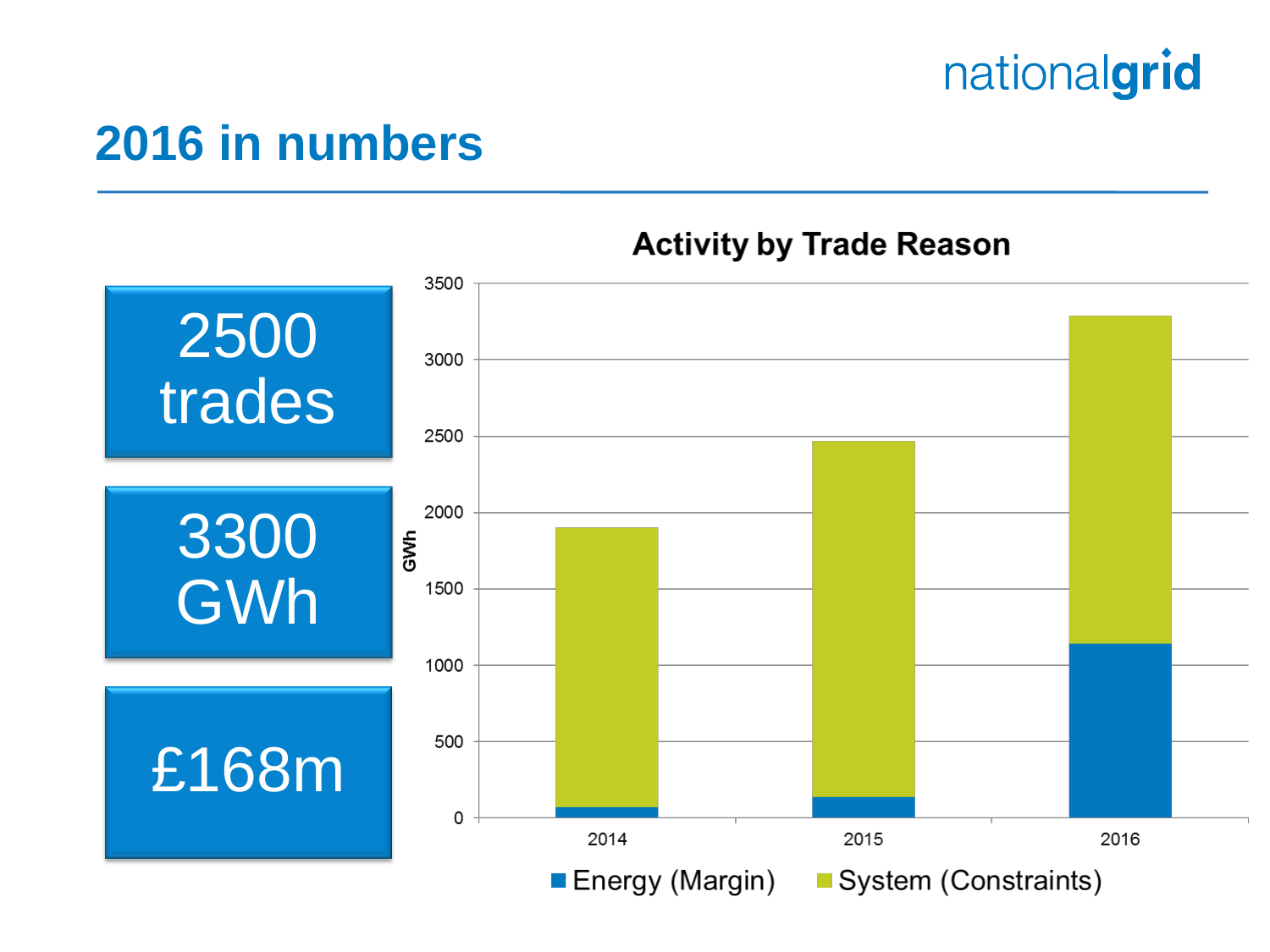# 2016 in numbers

**2500 trades**

**3300 GWh**

**£168m**

### Activity by Trade Reason

GWh

| Year | Energy (Margin) | System (Constraints) |
|---|---|---|
| 2014 | | |
| 2015 | | |
| 2016 | | |

Energy (Margin) | System (Constraints)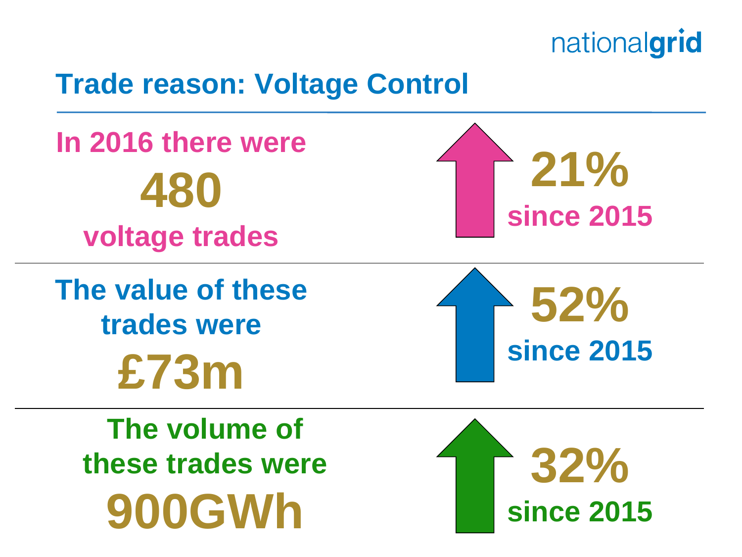## Trade reason: Voltage Control

In 2016 there were **480** voltage trades — ↑ **21%** since 2015

The value of these trades were **£73m** — ↑ **52%** since 2015

The volume of these trades were **900GWh** — ↑ **32%** since 2015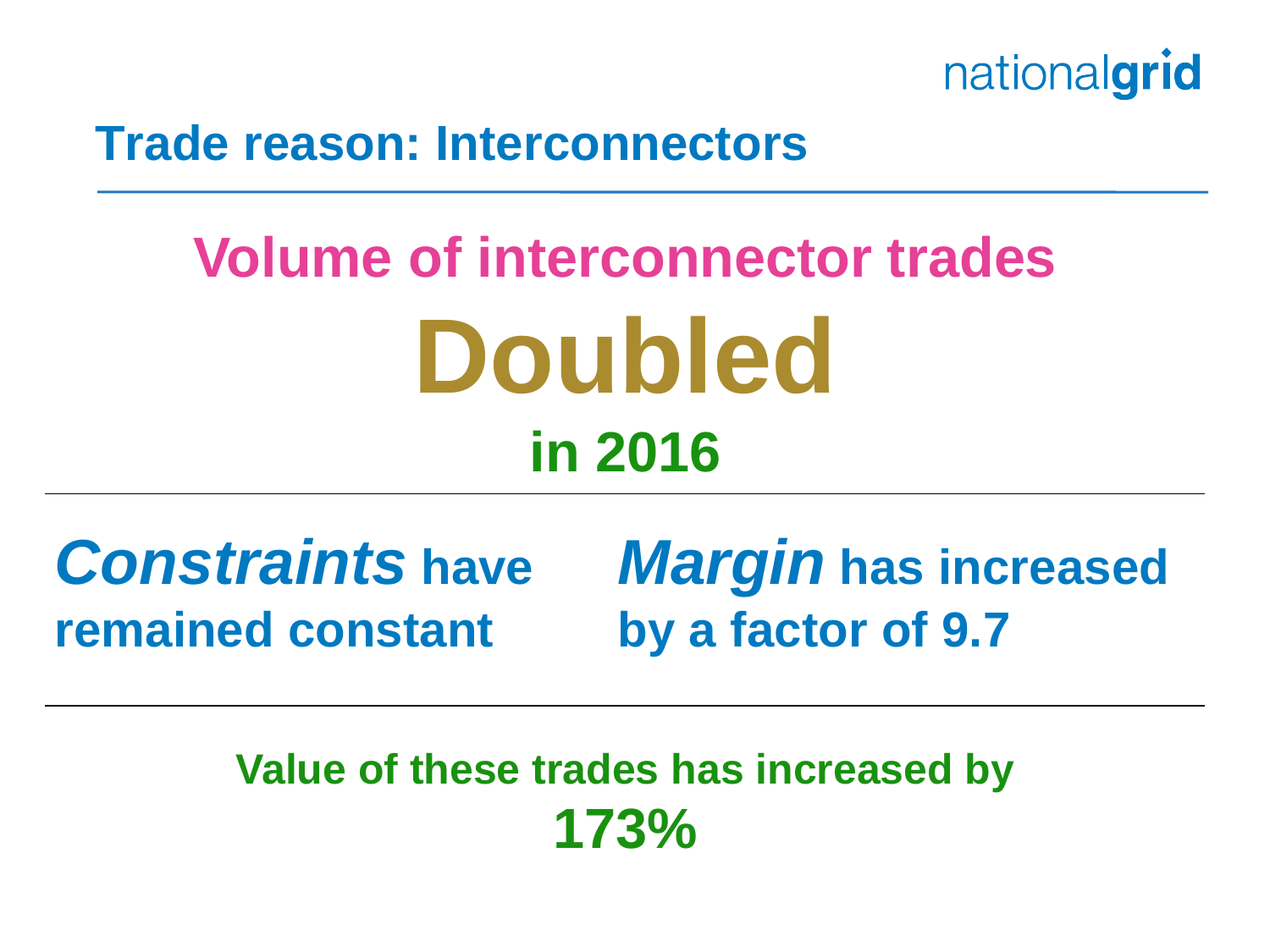## Trade reason: Interconnectors

**Volume of interconnector trades**

# Doubled

**in 2016**

***Constraints*** **have remained constant**

***Margin*** **has increased by a factor of 9.7**

**Value of these trades has increased by**

**173%**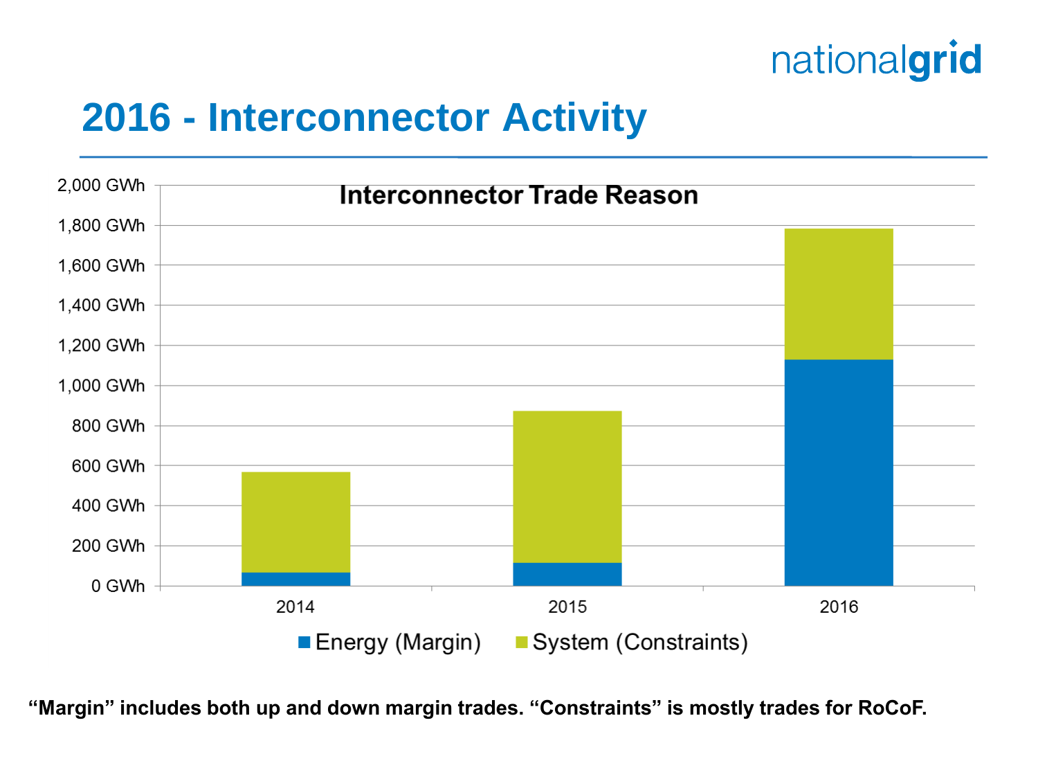# 2016 - Interconnector Activity

**Interconnector Trade Reason**

2,000 GWh
1,800 GWh
1,600 GWh
1,400 GWh
1,200 GWh
1,000 GWh
800 GWh
600 GWh
400 GWh
200 GWh
0 GWh

2014 2015 2016

Energy (Margin) System (Constraints)

**“Margin” includes both up and down margin trades. “Constraints” is mostly trades for RoCoF.**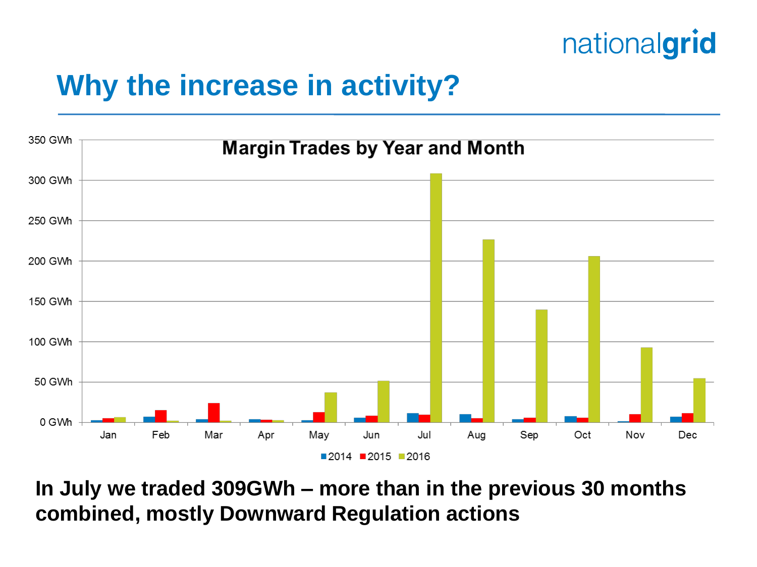# Why the increase in activity?

**Margin Trades by Year and Month**

**In July we traded 309GWh – more than in the previous 30 months combined, mostly Downward Regulation actions**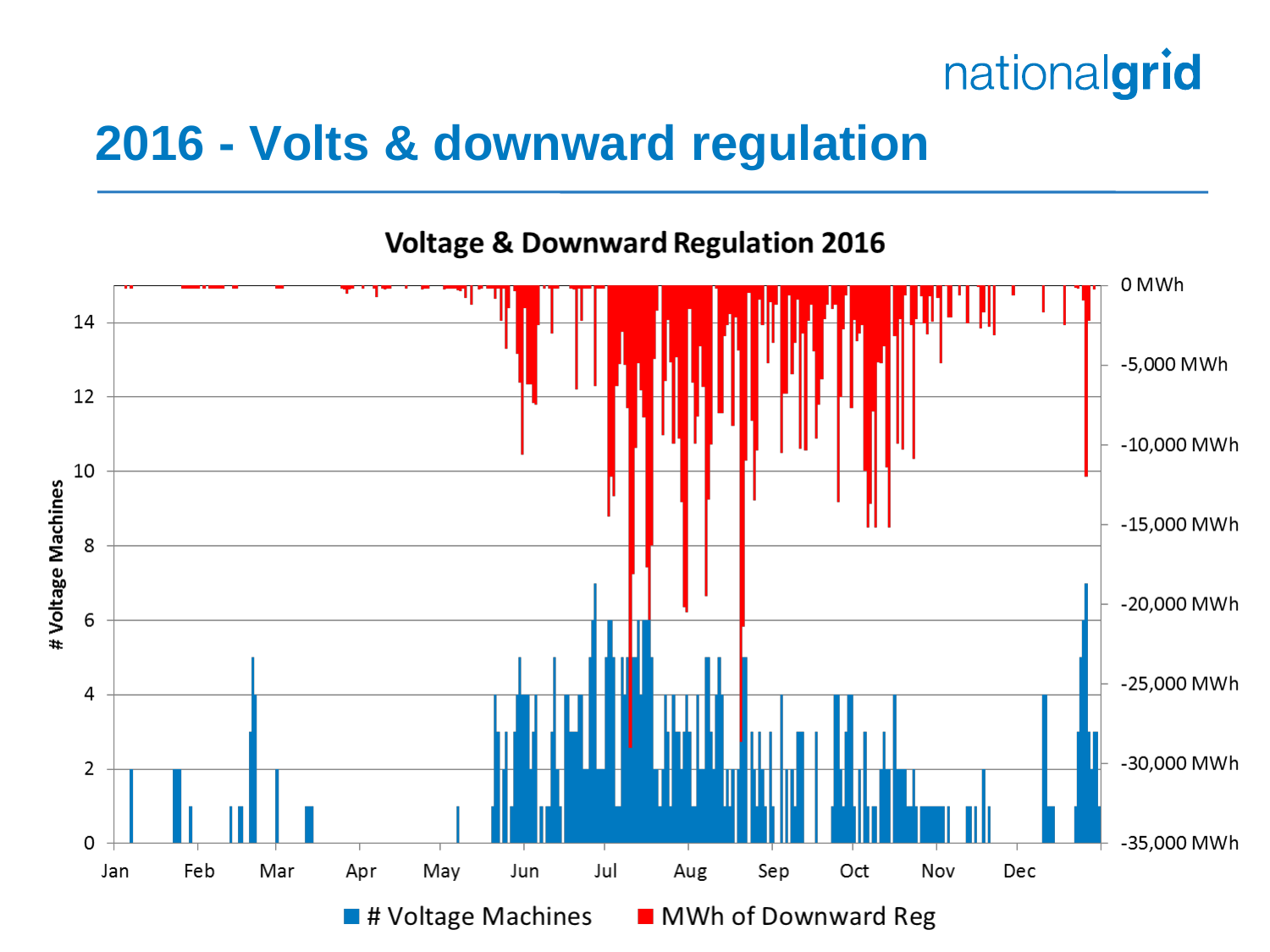# 2016 - Volts & downward regulation

**Voltage & Downward Regulation 2016**

# Voltage Machines (left axis: 0–14) | MWh of Downward Reg (right axis: 0 MWh to -35,000 MWh)

Jan Feb Mar Apr May Jun Jul Aug Sep Oct Nov Dec

■ # Voltage Machines ■ MWh of Downward Reg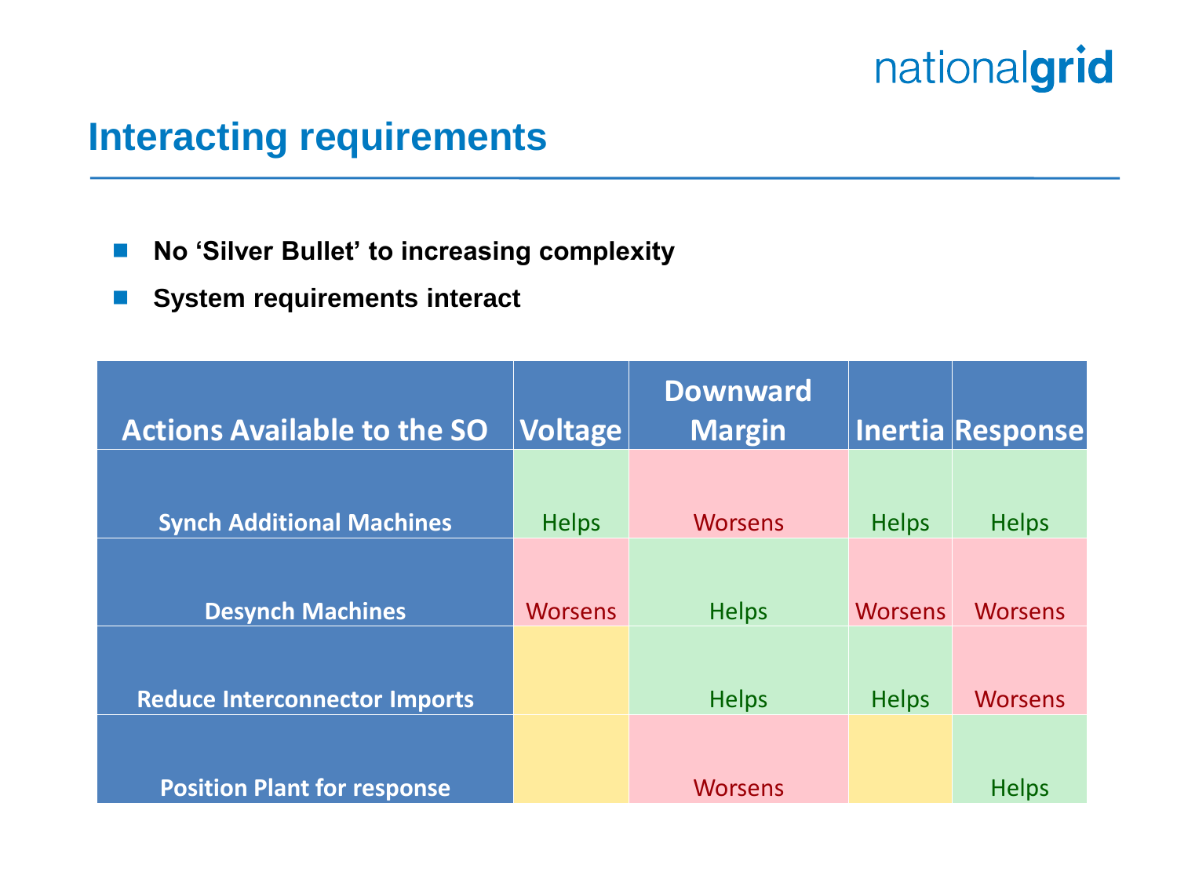# Interacting requirements

- **No ‘Silver Bullet’ to increasing complexity**
- **System requirements interact**

| Actions Available to the SO | Voltage | Downward Margin | Inertia | Response |
|---|---|---|---|---|
| Synch Additional Machines | Helps | Worsens | Helps | Helps |
| Desynch Machines | Worsens | Helps | Worsens | Worsens |
| Reduce Interconnector Imports | | Helps | Helps | Worsens |
| Position Plant for response | | Worsens | | Helps |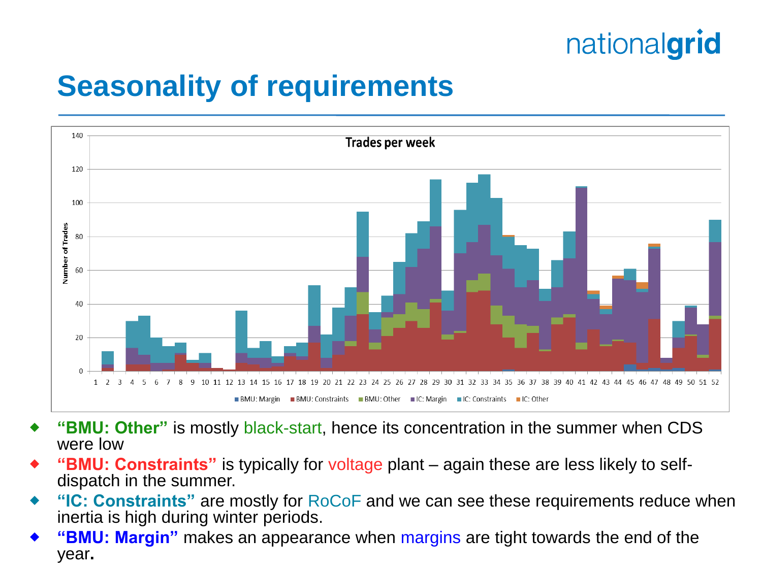# Seasonality of requirements

**Trades per week**

- **"BMU: Other"** is mostly black-start, hence its concentration in the summer when CDS were low
- **"BMU: Constraints"** is typically for voltage plant – again these are less likely to self-dispatch in the summer.
- **"IC: Constraints"** are mostly for RoCoF and we can see these requirements reduce when inertia is high during winter periods.
- **"BMU: Margin"** makes an appearance when margins are tight towards the end of the year**.**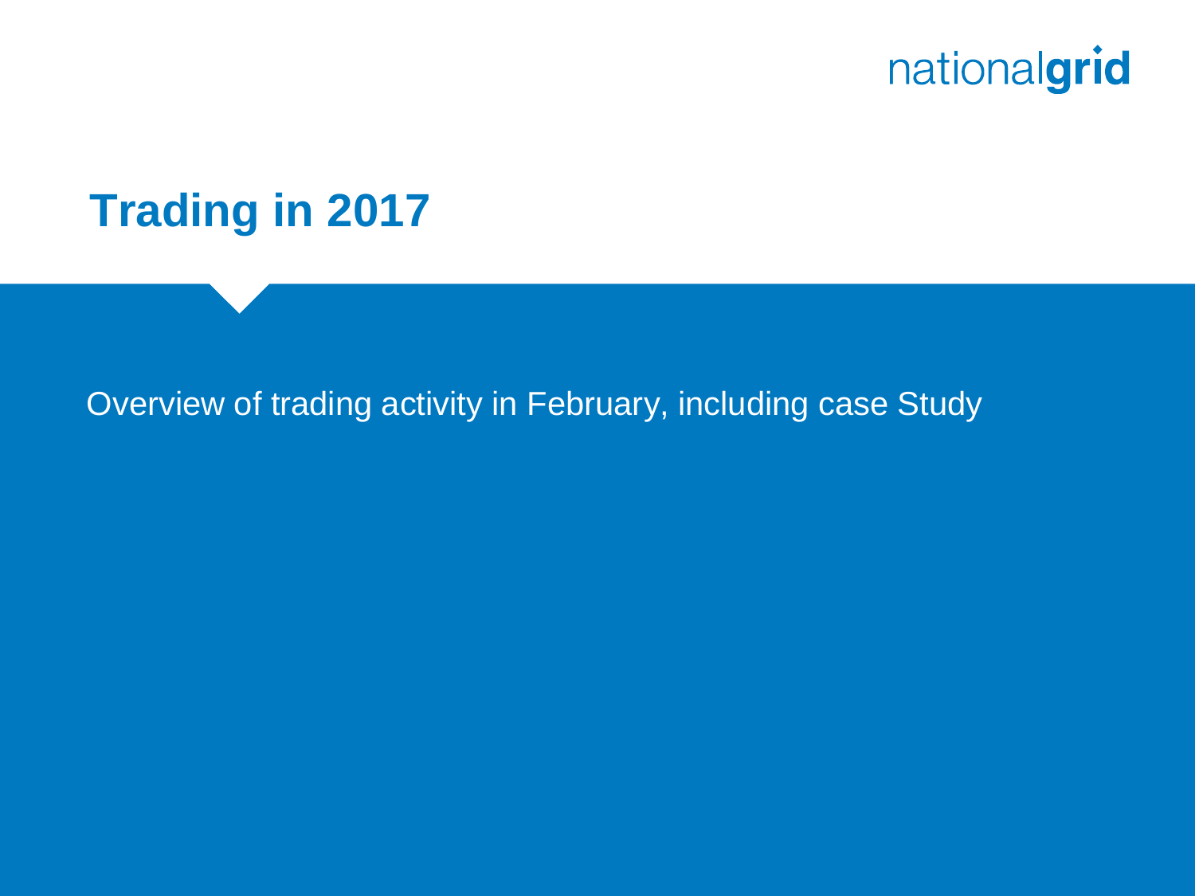# Trading in 2017

Overview of trading activity in February, including case Study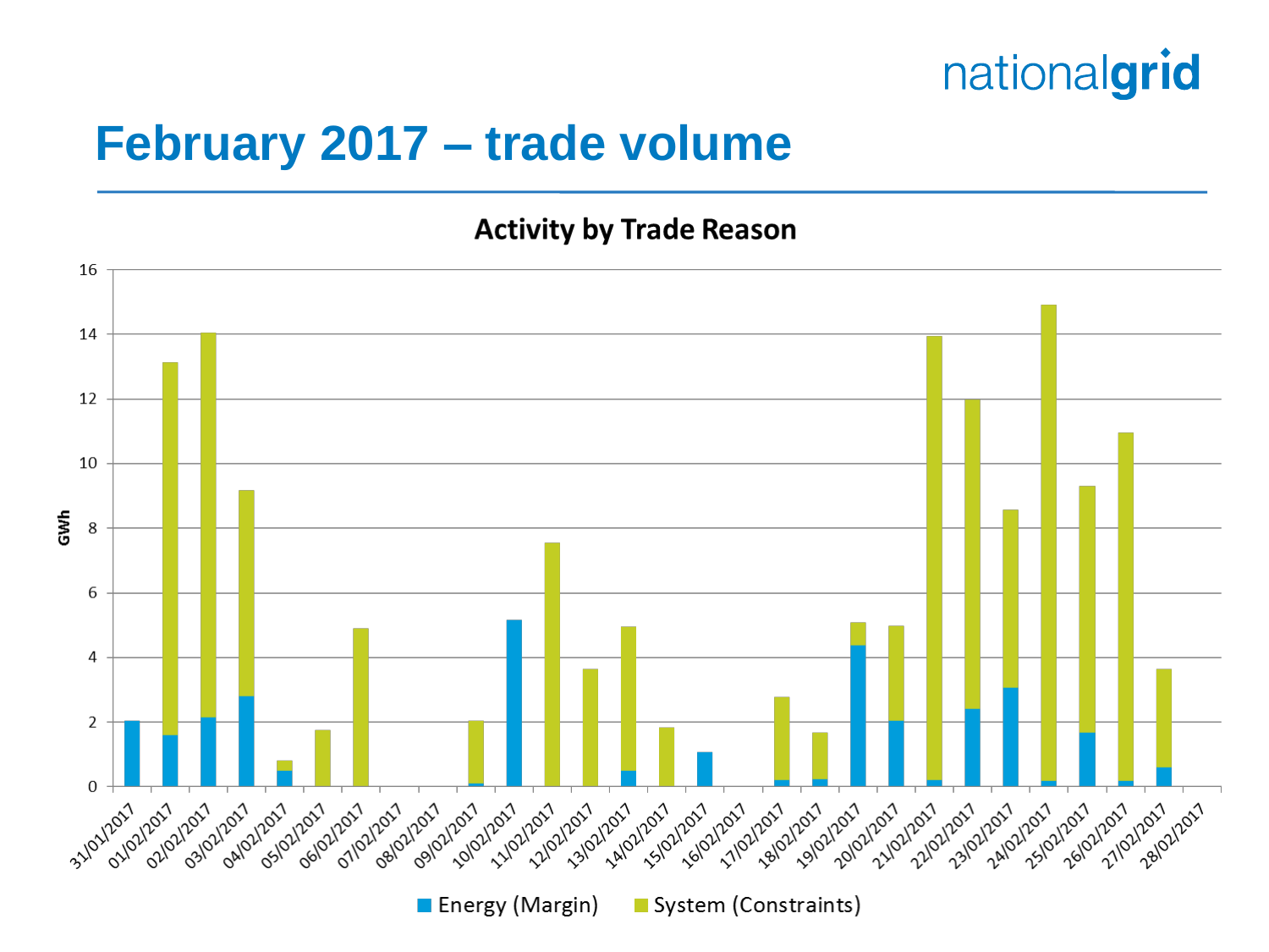# February 2017 – trade volume

**Activity by Trade Reason**

GWh

16, 14, 12, 10, 8, 6, 4, 2, 0

31/01/2017, 01/02/2017, 02/02/2017, 03/02/2017, 04/02/2017, 05/02/2017, 06/02/2017, 07/02/2017, 08/02/2017, 09/02/2017, 10/02/2017, 11/02/2017, 12/02/2017, 13/02/2017, 14/02/2017, 15/02/2017, 16/02/2017, 17/02/2017, 18/02/2017, 19/02/2017, 20/02/2017, 21/02/2017, 22/02/2017, 23/02/2017, 24/02/2017, 25/02/2017, 26/02/2017, 27/02/2017, 28/02/2017

Energy (Margin) System (Constraints)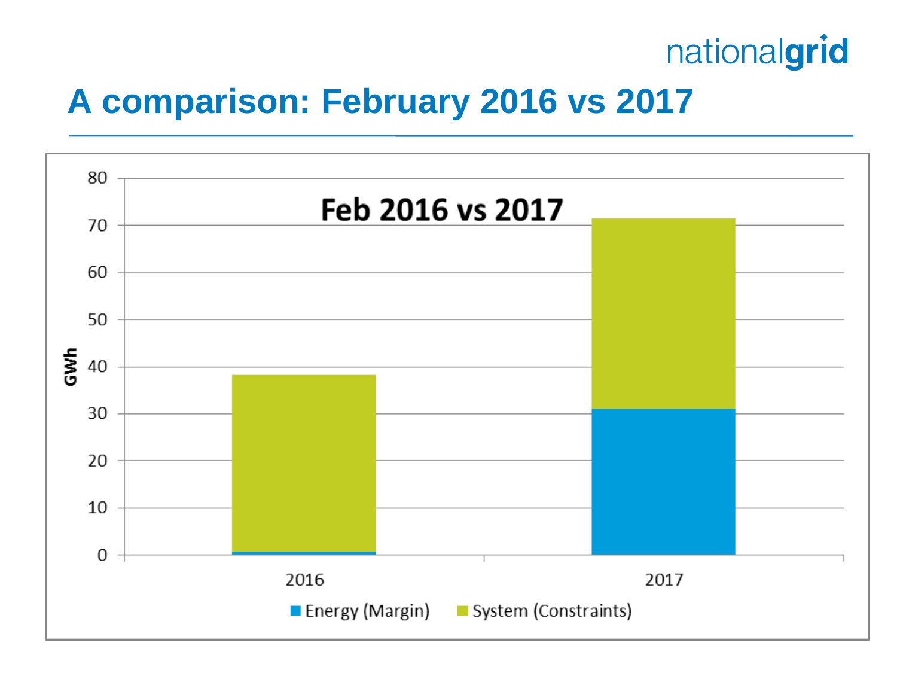# A comparison: February 2016 vs 2017

**Feb 2016 vs 2017**

GWh

80
70
60
50
40
30
20
10
0

2016

2017

Energy (Margin) System (Constraints)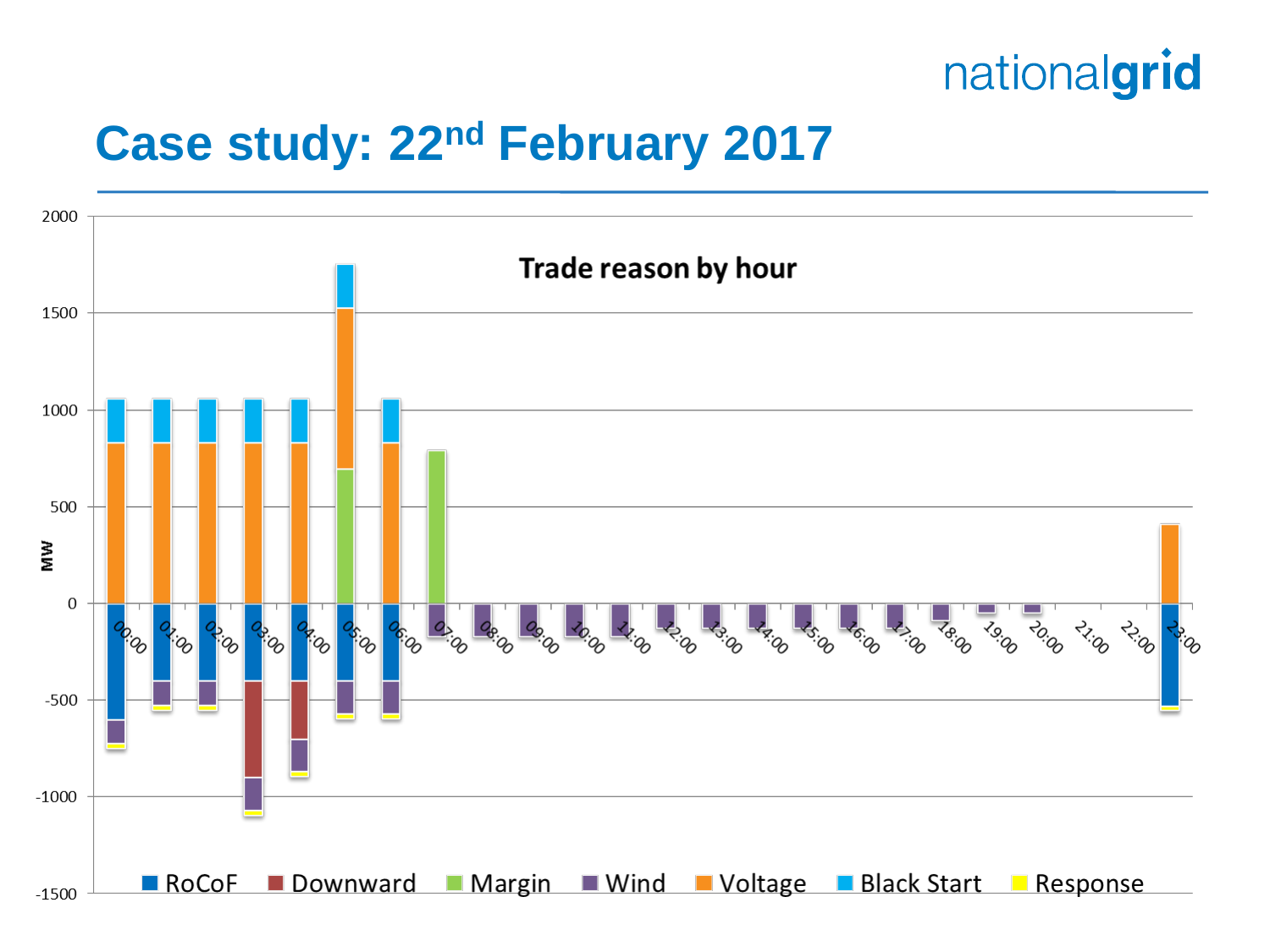# Case study: 22nd February 2017

**Trade reason by hour**

MW

2000
1500
1000
500
0
-500
-1000
-1500

00:00 01:00 02:00 03:00 04:00 05:00 06:00 07:00 08:00 09:00 10:00 11:00 12:00 13:00 14:00 15:00 16:00 17:00 18:00 19:00 20:00 21:00 22:00 23:00

RoCoF · Downward · Margin · Wind · Voltage · Black Start · Response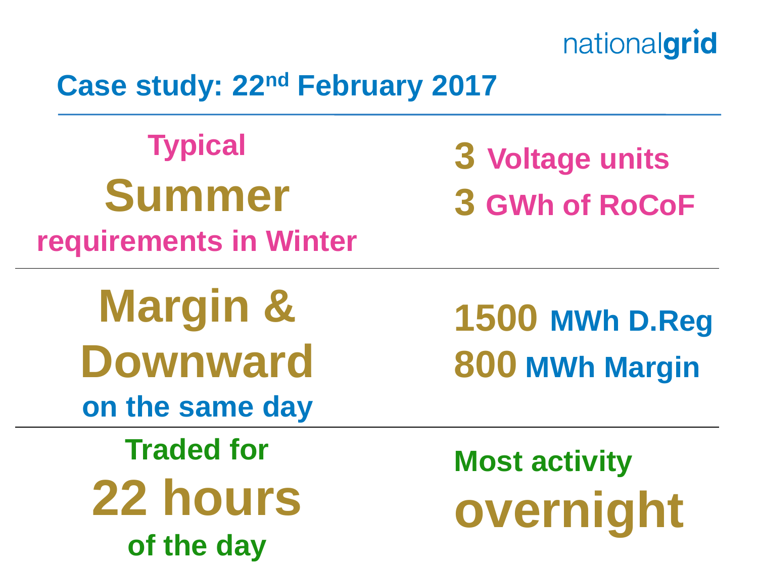## Case study: 22nd February 2017

Typical **Summer** requirements in Winter

**3** Voltage units
**3** GWh of RoCoF

---

**Margin & Downward** on the same day

**1500** MWh D.Reg
**800** MWh Margin

---

Traded for **22 hours** of the day

Most activity **overnight**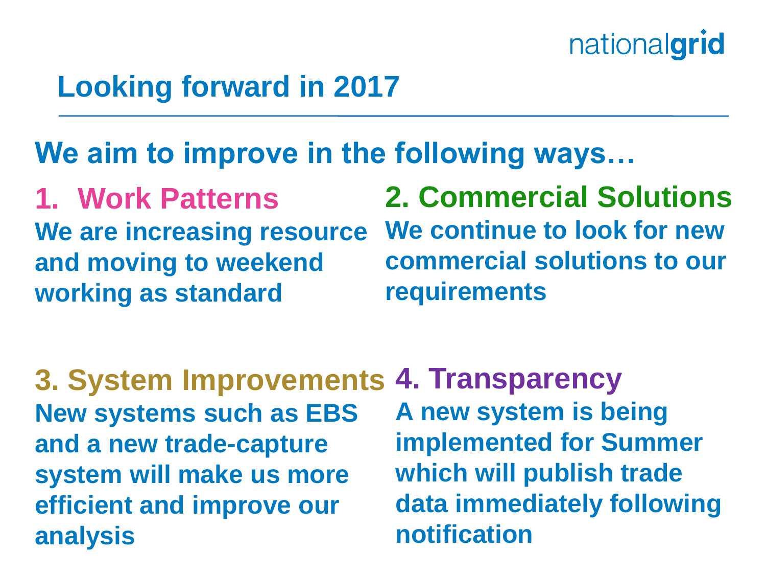# Looking forward in 2017

## We aim to improve in the following ways…

### 1. Work Patterns

**We are increasing resource and moving to weekend working as standard**

### 2. Commercial Solutions

**We continue to look for new commercial solutions to our requirements**

### 3. System Improvements

**New systems such as EBS and a new trade-capture system will make us more efficient and improve our analysis**

### 4. Transparency

**A new system is being implemented for Summer which will publish trade data immediately following notification**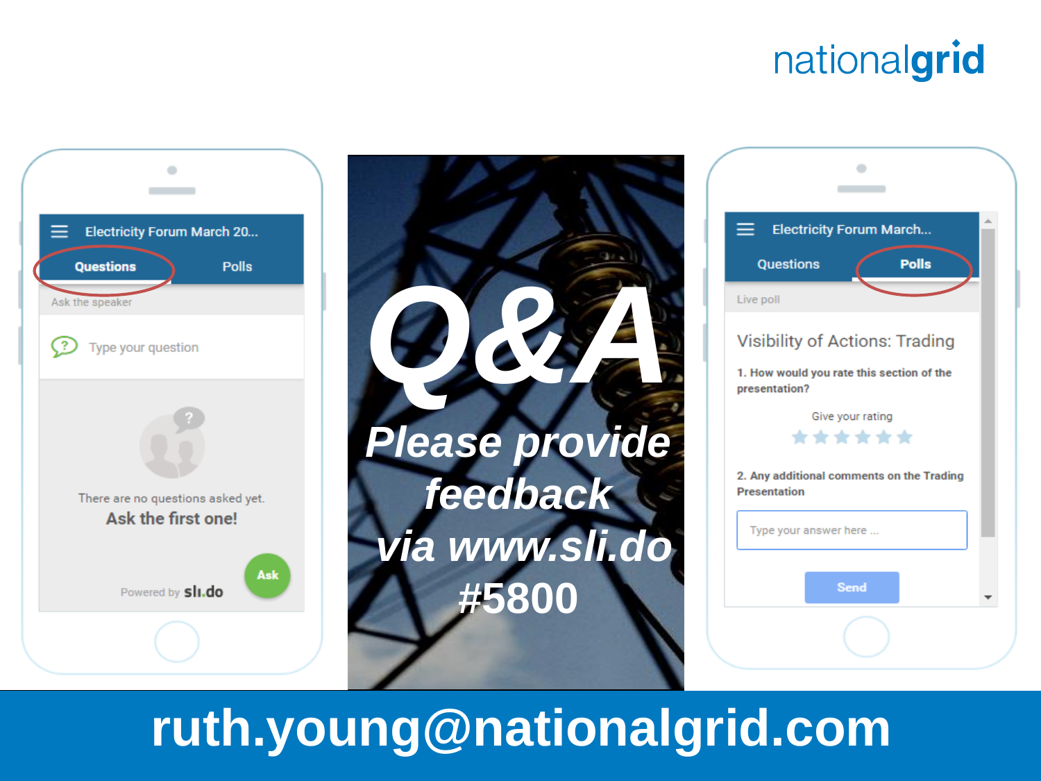nationalgrid

Electricity Forum March 20...

**Questions** Polls

Ask the speaker

Type your question

There are no questions asked yet.

Ask the first one!

Powered by sli.do

Ask

# Q&A

***Please provide feedback via www.sli.do #5800***

Electricity Forum March...

Questions **Polls**

Live poll

Visibility of Actions: Trading

**1. How would you rate this section of the presentation?**

Give your rating

**2. Any additional comments on the Trading Presentation**

Type your answer here ...

Send

**ruth.young@nationalgrid.com**